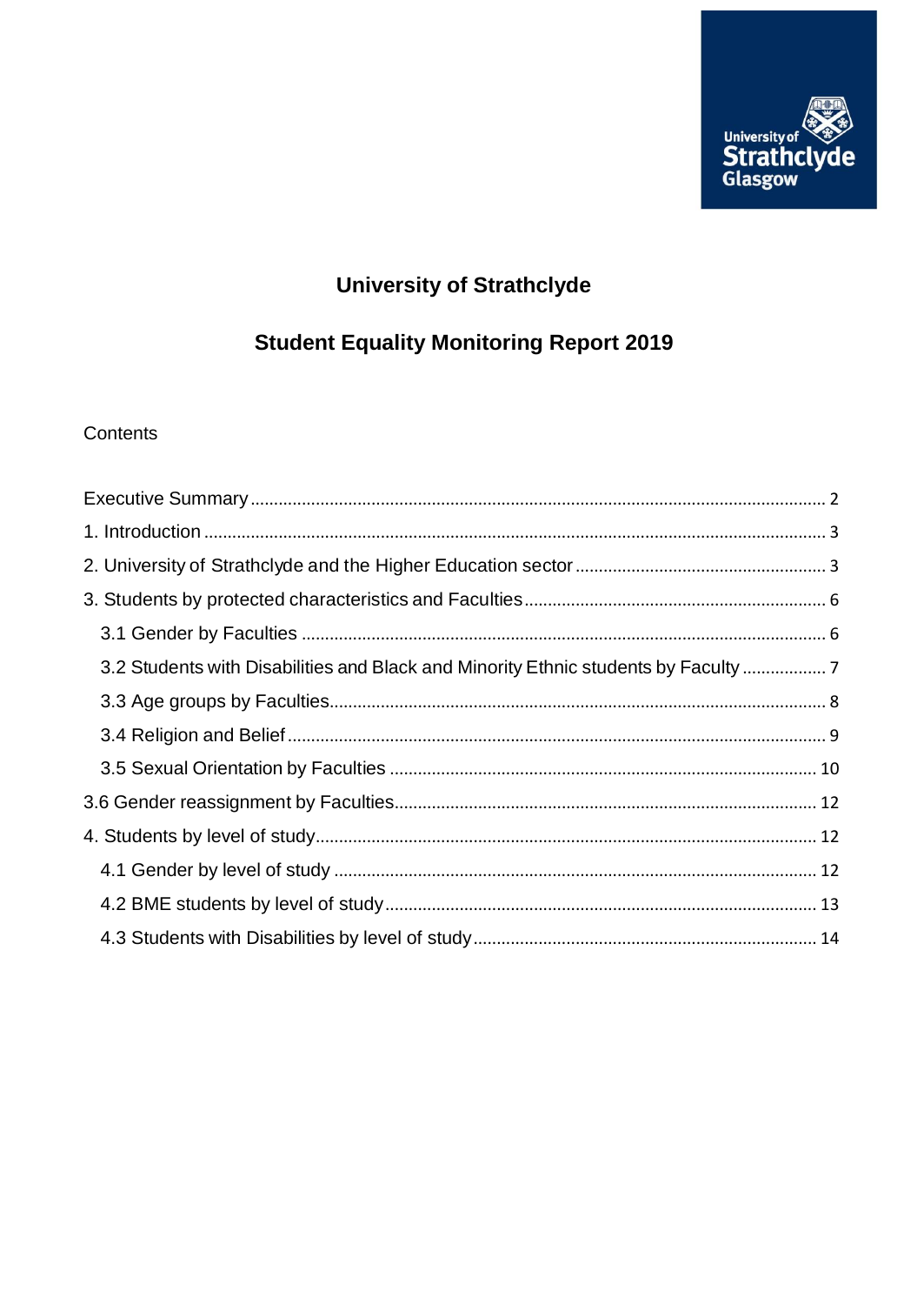# University of Strathclyde

## Student Equality Monitoring Report 2019

Contents

Executive Summary ........................................................................................................................ 2

1. Introduction .................................................................................................................................. 3

2. University of Strathclyde and the Higher Education sector ...................................................... 3

3. Students by protected characteristics and Faculties ................................................................ 6

   3.1 Gender by Faculties ................................................................................................................ 6

   3.2 Students with Disabilities and Black and Minority Ethnic students by Faculty ................. 7

   3.3 Age groups by Faculties.......................................................................................................... 8

   3.4 Religion and Belief .................................................................................................................. 9

   3.5 Sexual Orientation by Faculties ........................................................................................... 10

3.6 Gender reassignment by Faculties.......................................................................................... 12

4. Students by level of study.......................................................................................................... 12

   4.1 Gender by level of study ....................................................................................................... 12

   4.2 BME students by level of study............................................................................................ 13

   4.3 Students with Disabilities by level of study ......................................................................... 14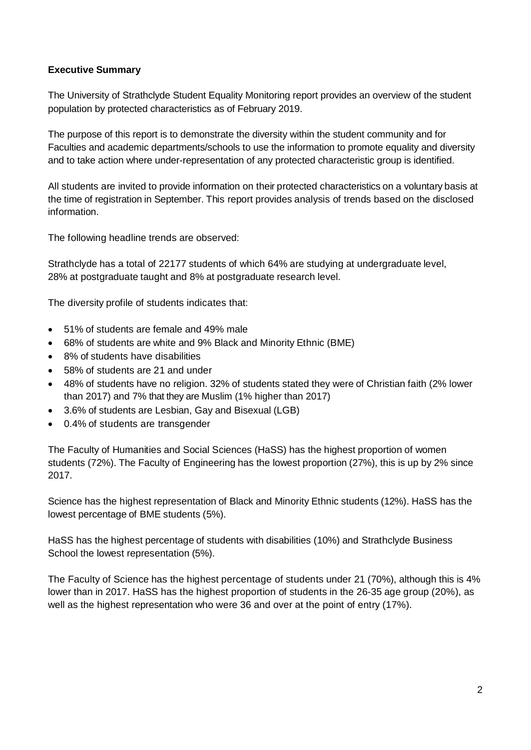**Executive Summary**

The University of Strathclyde Student Equality Monitoring report provides an overview of the student population by protected characteristics as of February 2019.

The purpose of this report is to demonstrate the diversity within the student community and for Faculties and academic departments/schools to use the information to promote equality and diversity and to take action where under-representation of any protected characteristic group is identified.

All students are invited to provide information on their protected characteristics on a voluntary basis at the time of registration in September. This report provides analysis of trends based on the disclosed information.

The following headline trends are observed:

Strathclyde has a total of 22177 students of which 64% are studying at undergraduate level, 28% at postgraduate taught and 8% at postgraduate research level.

The diversity profile of students indicates that:

- 51% of students are female and 49% male
- 68% of students are white and 9% Black and Minority Ethnic (BME)
- 8% of students have disabilities
- 58% of students are 21 and under
- 48% of students have no religion. 32% of students stated they were of Christian faith (2% lower than 2017) and 7% that they are Muslim (1% higher than 2017)
- 3.6% of students are Lesbian, Gay and Bisexual (LGB)
- 0.4% of students are transgender

The Faculty of Humanities and Social Sciences (HaSS) has the highest proportion of women students (72%). The Faculty of Engineering has the lowest proportion (27%), this is up by 2% since 2017.

Science has the highest representation of Black and Minority Ethnic students (12%). HaSS has the lowest percentage of BME students (5%).

HaSS has the highest percentage of students with disabilities (10%) and Strathclyde Business School the lowest representation (5%).

The Faculty of Science has the highest percentage of students under 21 (70%), although this is 4% lower than in 2017. HaSS has the highest proportion of students in the 26-35 age group (20%), as well as the highest representation who were 36 and over at the point of entry (17%).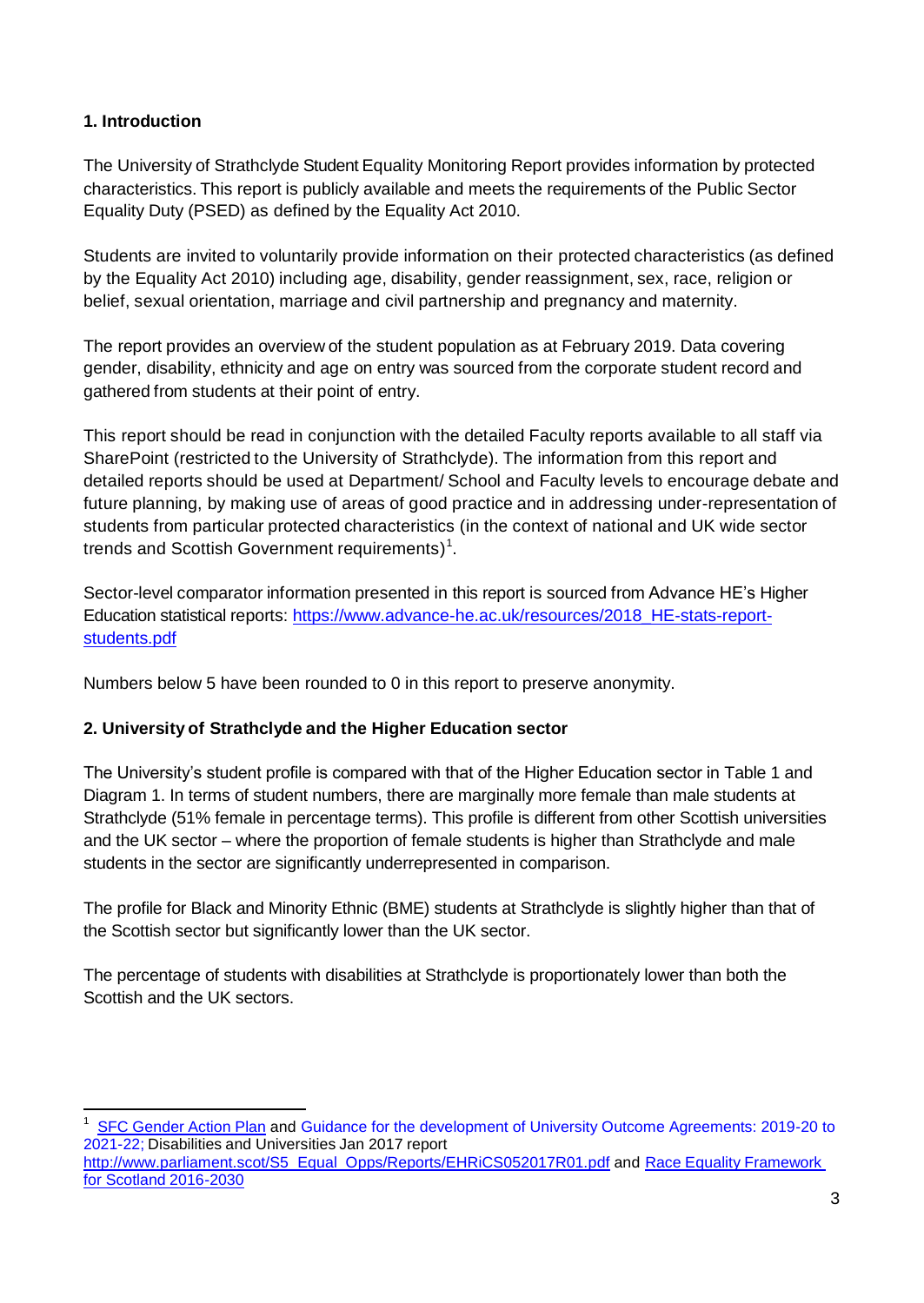## 1. Introduction

The University of Strathclyde Student Equality Monitoring Report provides information by protected characteristics. This report is publicly available and meets the requirements of the Public Sector Equality Duty (PSED) as defined by the Equality Act 2010.

Students are invited to voluntarily provide information on their protected characteristics (as defined by the Equality Act 2010) including age, disability, gender reassignment, sex, race, religion or belief, sexual orientation, marriage and civil partnership and pregnancy and maternity.

The report provides an overview of the student population as at February 2019. Data covering gender, disability, ethnicity and age on entry was sourced from the corporate student record and gathered from students at their point of entry.

This report should be read in conjunction with the detailed Faculty reports available to all staff via SharePoint (restricted to the University of Strathclyde). The information from this report and detailed reports should be used at Department/ School and Faculty levels to encourage debate and future planning, by making use of areas of good practice and in addressing under-representation of students from particular protected characteristics (in the context of national and UK wide sector trends and Scottish Government requirements)[1].

Sector-level comparator information presented in this report is sourced from Advance HE's Higher Education statistical reports: [https://www.advance-he.ac.uk/resources/2018_HE-stats-report-students.pdf](https://www.advance-he.ac.uk/resources/2018_HE-stats-report-students.pdf)

Numbers below 5 have been rounded to 0 in this report to preserve anonymity.

## 2. University of Strathclyde and the Higher Education sector

The University's student profile is compared with that of the Higher Education sector in Table 1 and Diagram 1. In terms of student numbers, there are marginally more female than male students at Strathclyde (51% female in percentage terms). This profile is different from other Scottish universities and the UK sector – where the proportion of female students is higher than Strathclyde and male students in the sector are significantly underrepresented in comparison.

The profile for Black and Minority Ethnic (BME) students at Strathclyde is slightly higher than that of the Scottish sector but significantly lower than the UK sector.

The percentage of students with disabilities at Strathclyde is proportionately lower than both the Scottish and the UK sectors.

---

[1] SFC Gender Action Plan and Guidance for the development of University Outcome Agreements: 2019-20 to 2021-22; Disabilities and Universities Jan 2017 report http://www.parliament.scot/S5_Equal_Opps/Reports/EHRiCS052017R01.pdf and Race Equality Framework for Scotland 2016-2030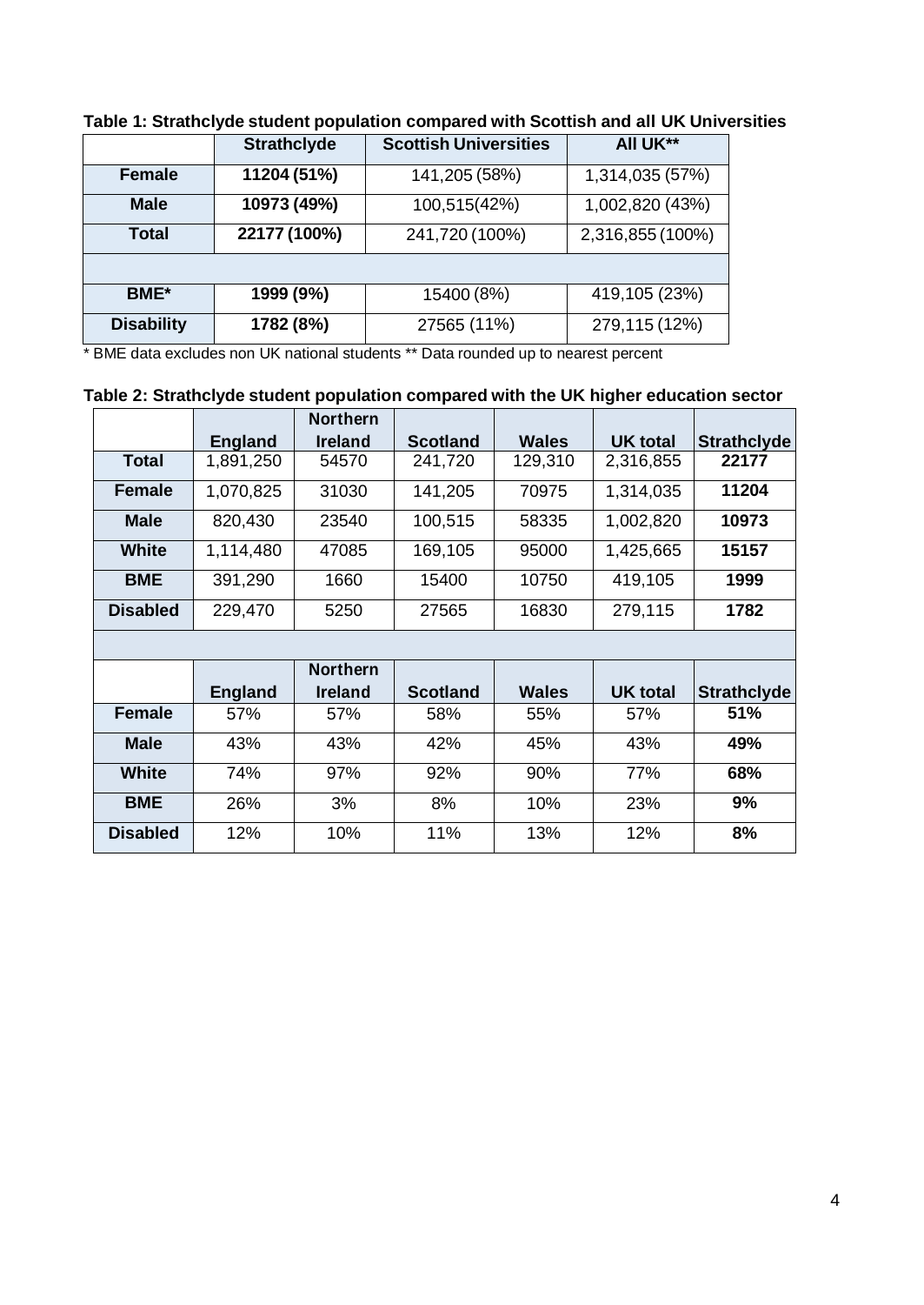**Table 1: Strathclyde student population compared with Scottish and all UK Universities**

| | Strathclyde | Scottish Universities | All UK** |
|---|---|---|---|
| Female | 11204 (51%) | 141,205 (58%) | 1,314,035 (57%) |
| Male | 10973 (49%) | 100,515(42%) | 1,002,820 (43%) |
| Total | 22177 (100%) | 241,720 (100%) | 2,316,855 (100%) |
| | | | |
| BME* | 1999 (9%) | 15400 (8%) | 419,105 (23%) |
| Disability | 1782 (8%) | 27565 (11%) | 279,115 (12%) |

* BME data excludes non UK national students ** Data rounded up to nearest percent

**Table 2: Strathclyde student population compared with the UK higher education sector**

| | England | Northern Ireland | Scotland | Wales | UK total | Strathclyde |
|---|---|---|---|---|---|---|
| Total | 1,891,250 | 54570 | 241,720 | 129,310 | 2,316,855 | 22177 |
| Female | 1,070,825 | 31030 | 141,205 | 70975 | 1,314,035 | 11204 |
| Male | 820,430 | 23540 | 100,515 | 58335 | 1,002,820 | 10973 |
| White | 1,114,480 | 47085 | 169,105 | 95000 | 1,425,665 | 15157 |
| BME | 391,290 | 1660 | 15400 | 10750 | 419,105 | 1999 |
| Disabled | 229,470 | 5250 | 27565 | 16830 | 279,115 | 1782 |
| | | | | | | |
| | **England** | **Northern Ireland** | **Scotland** | **Wales** | **UK total** | **Strathclyde** |
| Female | 57% | 57% | 58% | 55% | 57% | 51% |
| Male | 43% | 43% | 42% | 45% | 43% | 49% |
| White | 74% | 97% | 92% | 90% | 77% | 68% |
| BME | 26% | 3% | 8% | 10% | 23% | 9% |
| Disabled | 12% | 10% | 11% | 13% | 12% | 8% |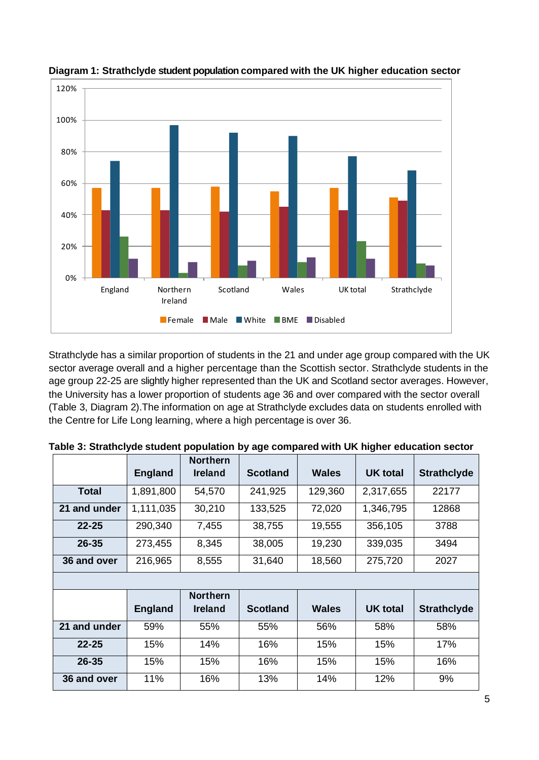**Diagram 1: Strathclyde student population compared with the UK higher education sector**

Strathclyde has a similar proportion of students in the 21 and under age group compared with the UK sector average overall and a higher percentage than the Scottish sector. Strathclyde students in the age group 22-25 are slightly higher represented than the UK and Scotland sector averages. However, the University has a lower proportion of students age 36 and over compared with the sector overall (Table 3, Diagram 2).The information on age at Strathclyde excludes data on students enrolled with the Centre for Life Long learning, where a high percentage is over 36.

**Table 3: Strathclyde student population by age compared with UK higher education sector**

| | England | Northern Ireland | Scotland | Wales | UK total | Strathclyde |
|---|---|---|---|---|---|---|
| **Total** | 1,891,800 | 54,570 | 241,925 | 129,360 | 2,317,655 | 22177 |
| **21 and under** | 1,111,035 | 30,210 | 133,525 | 72,020 | 1,346,795 | 12868 |
| **22-25** | 290,340 | 7,455 | 38,755 | 19,555 | 356,105 | 3788 |
| **26-35** | 273,455 | 8,345 | 38,005 | 19,230 | 339,035 | 3494 |
| **36 and over** | 216,965 | 8,555 | 31,640 | 18,560 | 275,720 | 2027 |
| | | | | | | |
| | **England** | **Northern Ireland** | **Scotland** | **Wales** | **UK total** | **Strathclyde** |
| **21 and under** | 59% | 55% | 55% | 56% | 58% | 58% |
| **22-25** | 15% | 14% | 16% | 15% | 15% | 17% |
| **26-35** | 15% | 15% | 16% | 15% | 15% | 16% |
| **36 and over** | 11% | 16% | 13% | 14% | 12% | 9% |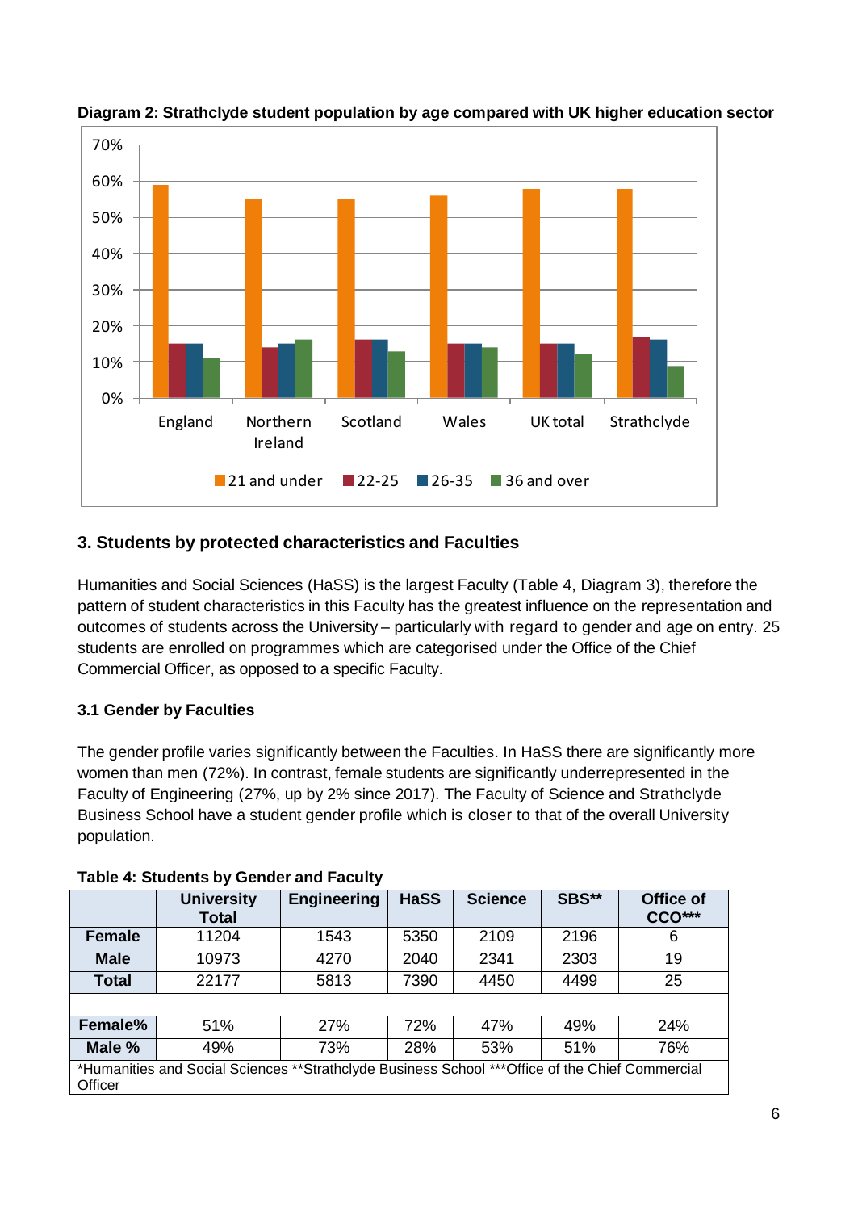**Diagram 2: Strathclyde student population by age compared with UK higher education sector**

## 3. Students by protected characteristics and Faculties

Humanities and Social Sciences (HaSS) is the largest Faculty (Table 4, Diagram 3), therefore the pattern of student characteristics in this Faculty has the greatest influence on the representation and outcomes of students across the University – particularly with regard to gender and age on entry. 25 students are enrolled on programmes which are categorised under the Office of the Chief Commercial Officer, as opposed to a specific Faculty.

### 3.1 Gender by Faculties

The gender profile varies significantly between the Faculties. In HaSS there are significantly more women than men (72%). In contrast, female students are significantly underrepresented in the Faculty of Engineering (27%, up by 2% since 2017). The Faculty of Science and Strathclyde Business School have a student gender profile which is closer to that of the overall University population.

**Table 4: Students by Gender and Faculty**

| | University Total | Engineering | HaSS | Science | SBS** | Office of CCO*** |
|---|---|---|---|---|---|---|
| **Female** | 11204 | 1543 | 5350 | 2109 | 2196 | 6 |
| **Male** | 10973 | 4270 | 2040 | 2341 | 2303 | 19 |
| **Total** | 22177 | 5813 | 7390 | 4450 | 4499 | 25 |
| | | | | | | |
| **Female%** | 51% | 27% | 72% | 47% | 49% | 24% |
| **Male %** | 49% | 73% | 28% | 53% | 51% | 76% |

*Humanities and Social Sciences **Strathclyde Business School ***Office of the Chief Commercial Officer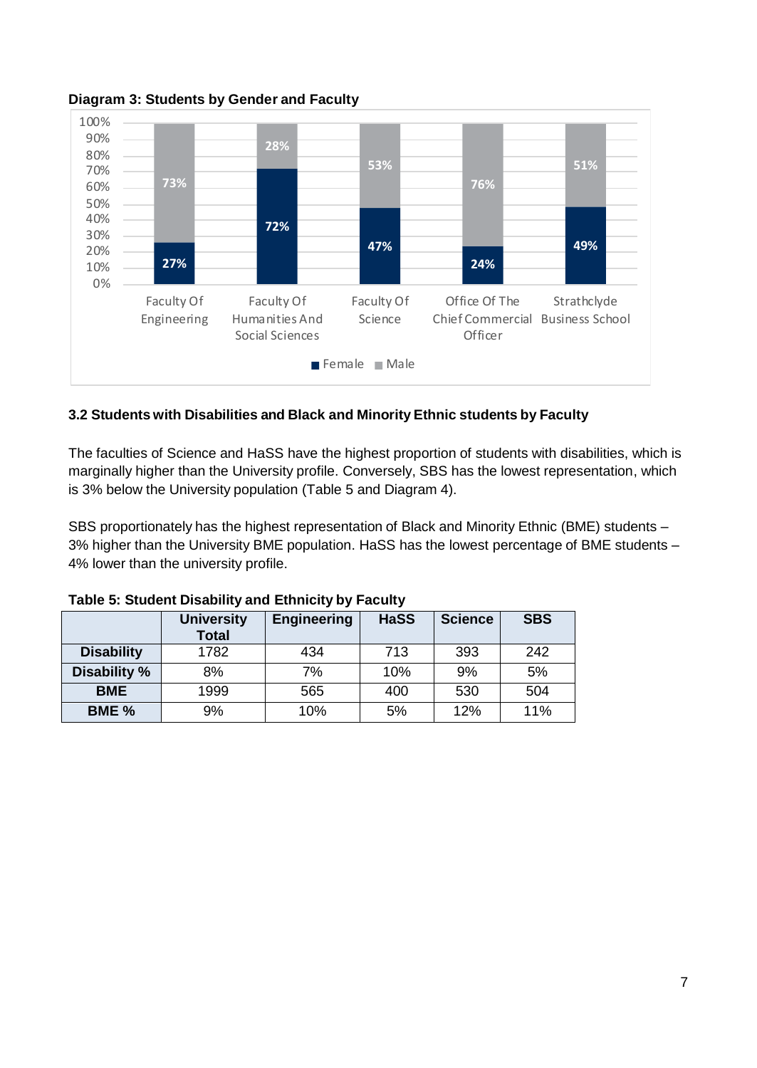**Diagram 3: Students by Gender and Faculty**

| | Female | Male |
|---|---|---|
| Faculty Of Engineering | 27% | 73% |
| Faculty Of Humanities And Social Sciences | 72% | 28% |
| Faculty Of Science | 47% | 53% |
| Office Of The Chief Commercial Officer | 24% | 76% |
| Strathclyde Business School | 49% | 51% |

### 3.2 Students with Disabilities and Black and Minority Ethnic students by Faculty

The faculties of Science and HaSS have the highest proportion of students with disabilities, which is marginally higher than the University profile. Conversely, SBS has the lowest representation, which is 3% below the University population (Table 5 and Diagram 4).

SBS proportionately has the highest representation of Black and Minority Ethnic (BME) students – 3% higher than the University BME population. HaSS has the lowest percentage of BME students – 4% lower than the university profile.

**Table 5: Student Disability and Ethnicity by Faculty**

| | University Total | Engineering | HaSS | Science | SBS |
|---|---|---|---|---|---|
| **Disability** | 1782 | 434 | 713 | 393 | 242 |
| **Disability %** | 8% | 7% | 10% | 9% | 5% |
| **BME** | 1999 | 565 | 400 | 530 | 504 |
| **BME %** | 9% | 10% | 5% | 12% | 11% |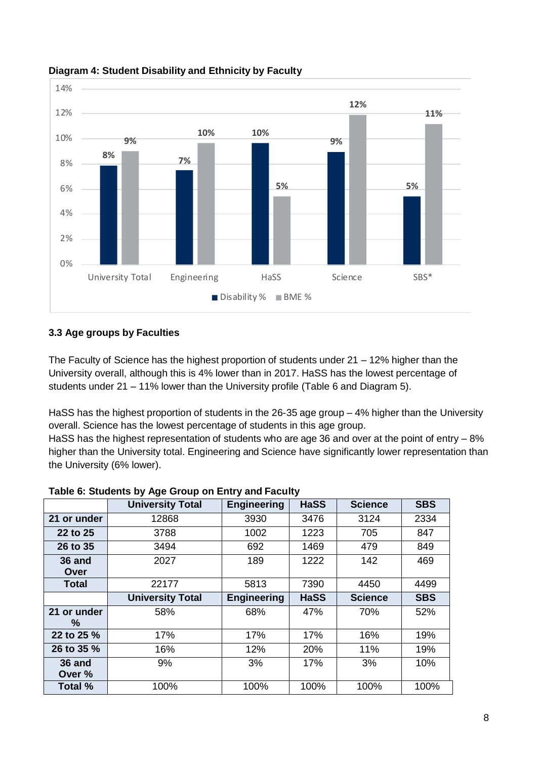**Diagram 4: Student Disability and Ethnicity by Faculty**

| | Disability % | BME % |
|---|---|---|
| University Total | 8% | 9% |
| Engineering | 7% | 10% |
| HaSS | 10% | 5% |
| Science | 9% | 12% |
| SBS* | 5% | 11% |

### 3.3 Age groups by Faculties

The Faculty of Science has the highest proportion of students under 21 – 12% higher than the University overall, although this is 4% lower than in 2017. HaSS has the lowest percentage of students under 21 – 11% lower than the University profile (Table 6 and Diagram 5).

HaSS has the highest proportion of students in the 26-35 age group – 4% higher than the University overall. Science has the lowest percentage of students in this age group.
HaSS has the highest representation of students who are age 36 and over at the point of entry – 8% higher than the University total. Engineering and Science have significantly lower representation than the University (6% lower).

**Table 6: Students by Age Group on Entry and Faculty**

| | University Total | Engineering | HaSS | Science | SBS |
|---|---|---|---|---|---|
| **21 or under** | 12868 | 3930 | 3476 | 3124 | 2334 |
| **22 to 25** | 3788 | 1002 | 1223 | 705 | 847 |
| **26 to 35** | 3494 | 692 | 1469 | 479 | 849 |
| **36 and Over** | 2027 | 189 | 1222 | 142 | 469 |
| **Total** | 22177 | 5813 | 7390 | 4450 | 4499 |
| | **University Total** | **Engineering** | **HaSS** | **Science** | **SBS** |
| **21 or under %** | 58% | 68% | 47% | 70% | 52% |
| **22 to 25 %** | 17% | 17% | 17% | 16% | 19% |
| **26 to 35 %** | 16% | 12% | 20% | 11% | 19% |
| **36 and Over %** | 9% | 3% | 17% | 3% | 10% |
| **Total %** | 100% | 100% | 100% | 100% | 100% |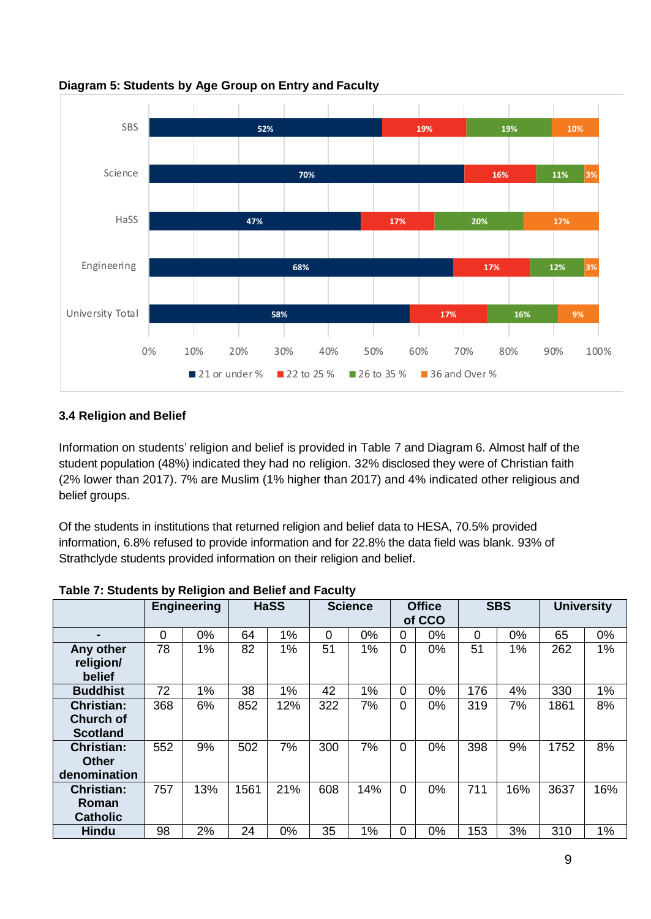**Diagram 5: Students by Age Group on Entry and Faculty**

| | 21 or under % | 22 to 25 % | 26 to 35 % | 36 and Over % |
|---|---|---|---|---|
| SBS | 52% | 19% | 19% | 10% |
| Science | 70% | 16% | 11% | 3% |
| HaSS | 47% | 17% | 20% | 17% |
| Engineering | 68% | 17% | 12% | 3% |
| University Total | 58% | 17% | 16% | 9% |

### 3.4 Religion and Belief

Information on students' religion and belief is provided in Table 7 and Diagram 6. Almost half of the student population (48%) indicated they had no religion. 32% disclosed they were of Christian faith (2% lower than 2017). 7% are Muslim (1% higher than 2017) and 4% indicated other religious and belief groups.

Of the students in institutions that returned religion and belief data to HESA, 70.5% provided information, 6.8% refused to provide information and for 22.8% the data field was blank. 93% of Strathclyde students provided information on their religion and belief.

**Table 7: Students by Religion and Belief and Faculty**

| | Engineering | | HaSS | | Science | | Office of CCO | | SBS | | University | |
|---|---|---|---|---|---|---|---|---|---|---|---|---|
| **-** | 0 | 0% | 64 | 1% | 0 | 0% | 0 | 0% | 0 | 0% | 65 | 0% |
| **Any other religion/ belief** | 78 | 1% | 82 | 1% | 51 | 1% | 0 | 0% | 51 | 1% | 262 | 1% |
| **Buddhist** | 72 | 1% | 38 | 1% | 42 | 1% | 0 | 0% | 176 | 4% | 330 | 1% |
| **Christian: Church of Scotland** | 368 | 6% | 852 | 12% | 322 | 7% | 0 | 0% | 319 | 7% | 1861 | 8% |
| **Christian: Other denomination** | 552 | 9% | 502 | 7% | 300 | 7% | 0 | 0% | 398 | 9% | 1752 | 8% |
| **Christian: Roman Catholic** | 757 | 13% | 1561 | 21% | 608 | 14% | 0 | 0% | 711 | 16% | 3637 | 16% |
| **Hindu** | 98 | 2% | 24 | 0% | 35 | 1% | 0 | 0% | 153 | 3% | 310 | 1% |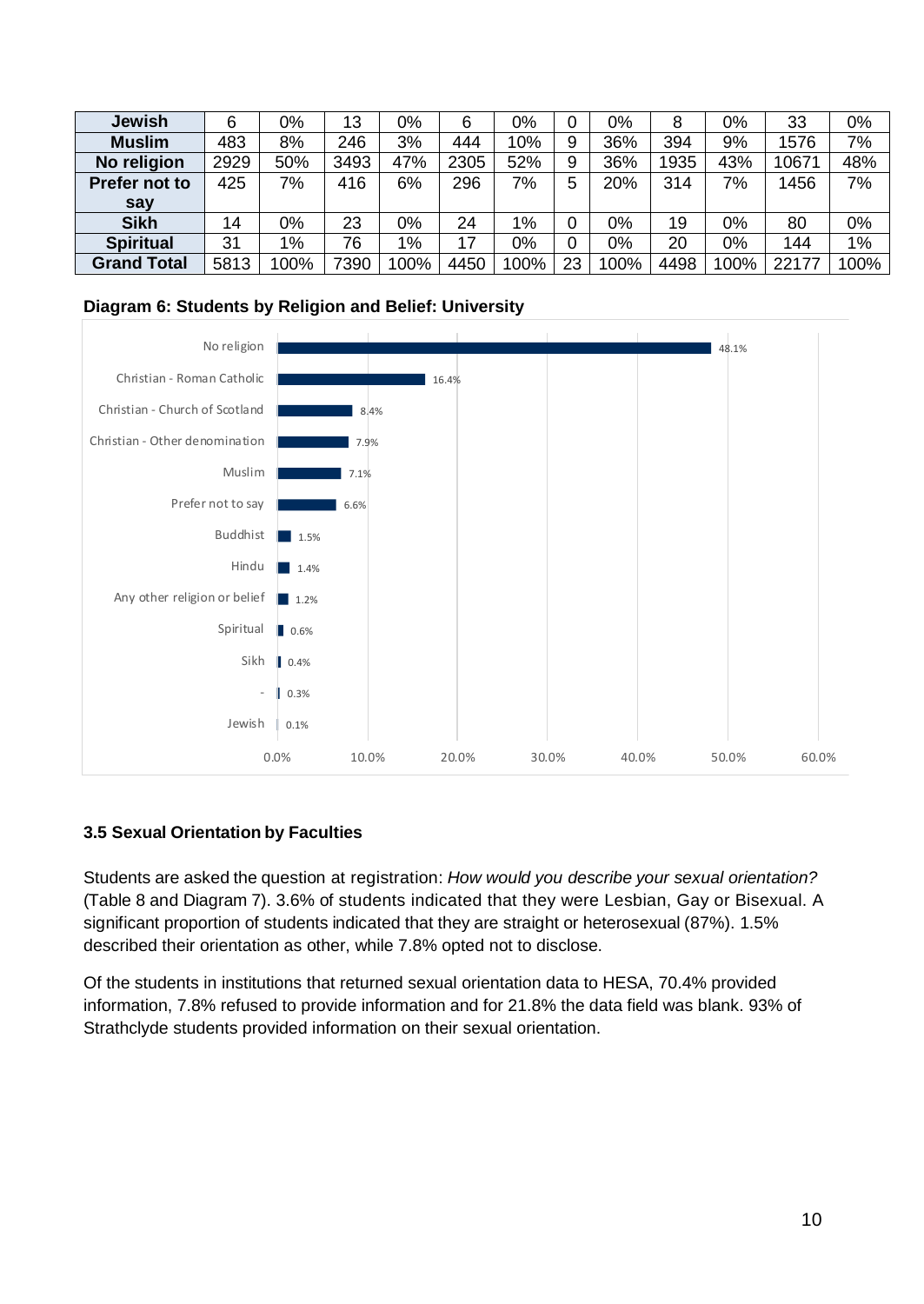| | | | | | | | | | | | | |
|---|---|---|---|---|---|---|---|---|---|---|---|---|
| **Jewish** | 6 | 0% | 13 | 0% | 6 | 0% | 0 | 0% | 8 | 0% | 33 | 0% |
| **Muslim** | 483 | 8% | 246 | 3% | 444 | 10% | 9 | 36% | 394 | 9% | 1576 | 7% |
| **No religion** | 2929 | 50% | 3493 | 47% | 2305 | 52% | 9 | 36% | 1935 | 43% | 10671 | 48% |
| **Prefer not to say** | 425 | 7% | 416 | 6% | 296 | 7% | 5 | 20% | 314 | 7% | 1456 | 7% |
| **Sikh** | 14 | 0% | 23 | 0% | 24 | 1% | 0 | 0% | 19 | 0% | 80 | 0% |
| **Spiritual** | 31 | 1% | 76 | 1% | 17 | 0% | 0 | 0% | 20 | 0% | 144 | 1% |
| **Grand Total** | 5813 | 100% | 7390 | 100% | 4450 | 100% | 23 | 100% | 4498 | 100% | 22177 | 100% |

**Diagram 6: Students by Religion and Belief: University**

| Religion or belief | % |
|---|---|
| No religion | 48.1% |
| Christian - Roman Catholic | 16.4% |
| Christian - Church of Scotland | 8.4% |
| Christian - Other denomination | 7.9% |
| Muslim | 7.1% |
| Prefer not to say | 6.6% |
| Buddhist | 1.5% |
| Hindu | 1.4% |
| Any other religion or belief | 1.2% |
| Spiritual | 0.6% |
| Sikh | 0.4% |
| - | 0.3% |
| Jewish | 0.1% |

### 3.5 Sexual Orientation by Faculties

Students are asked the question at registration: *How would you describe your sexual orientation?* (Table 8 and Diagram 7). 3.6% of students indicated that they were Lesbian, Gay or Bisexual. A significant proportion of students indicated that they are straight or heterosexual (87%). 1.5% described their orientation as other, while 7.8% opted not to disclose.

Of the students in institutions that returned sexual orientation data to HESA, 70.4% provided information, 7.8% refused to provide information and for 21.8% the data field was blank. 93% of Strathclyde students provided information on their sexual orientation.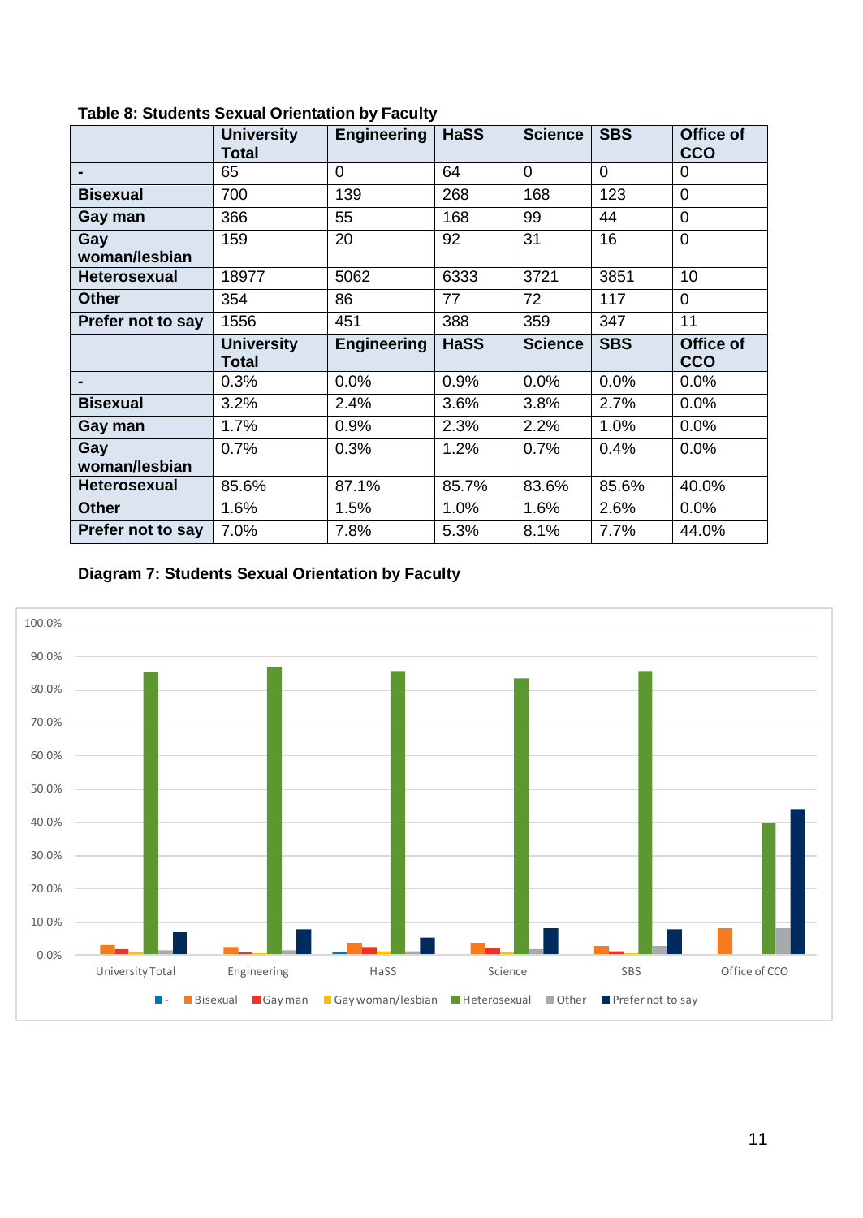**Table 8: Students Sexual Orientation by Faculty**

| | University Total | Engineering | HaSS | Science | SBS | Office of CCO |
|---|---|---|---|---|---|---|
| **-** | 65 | 0 | 64 | 0 | 0 | 0 |
| **Bisexual** | 700 | 139 | 268 | 168 | 123 | 0 |
| **Gay man** | 366 | 55 | 168 | 99 | 44 | 0 |
| **Gay woman/lesbian** | 159 | 20 | 92 | 31 | 16 | 0 |
| **Heterosexual** | 18977 | 5062 | 6333 | 3721 | 3851 | 10 |
| **Other** | 354 | 86 | 77 | 72 | 117 | 0 |
| **Prefer not to say** | 1556 | 451 | 388 | 359 | 347 | 11 |
| | **University Total** | **Engineering** | **HaSS** | **Science** | **SBS** | **Office of CCO** |
| **-** | 0.3% | 0.0% | 0.9% | 0.0% | 0.0% | 0.0% |
| **Bisexual** | 3.2% | 2.4% | 3.6% | 3.8% | 2.7% | 0.0% |
| **Gay man** | 1.7% | 0.9% | 2.3% | 2.2% | 1.0% | 0.0% |
| **Gay woman/lesbian** | 0.7% | 0.3% | 1.2% | 0.7% | 0.4% | 0.0% |
| **Heterosexual** | 85.6% | 87.1% | 85.7% | 83.6% | 85.6% | 40.0% |
| **Other** | 1.6% | 1.5% | 1.0% | 1.6% | 2.6% | 0.0% |
| **Prefer not to say** | 7.0% | 7.8% | 5.3% | 8.1% | 7.7% | 44.0% |

**Diagram 7: Students Sexual Orientation by Faculty**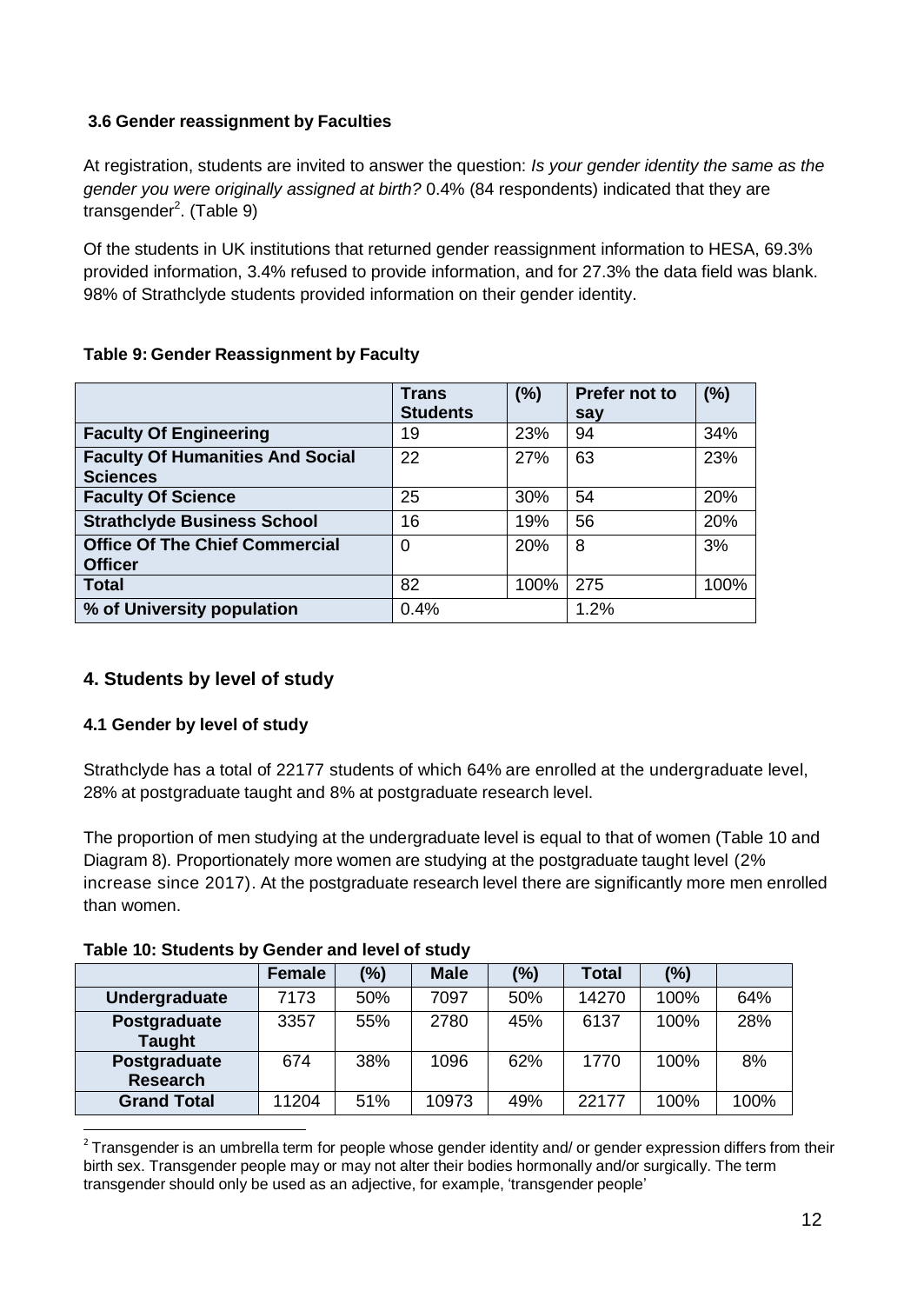### 3.6 Gender reassignment by Faculties

At registration, students are invited to answer the question: *Is your gender identity the same as the gender you were originally assigned at birth?* 0.4% (84 respondents) indicated that they are transgender[2]. (Table 9)

Of the students in UK institutions that returned gender reassignment information to HESA, 69.3% provided information, 3.4% refused to provide information, and for 27.3% the data field was blank. 98% of Strathclyde students provided information on their gender identity.

**Table 9: Gender Reassignment by Faculty**

| | Trans Students | (%) | Prefer not to say | (%) |
|---|---|---|---|---|
| **Faculty Of Engineering** | 19 | 23% | 94 | 34% |
| **Faculty Of Humanities And Social Sciences** | 22 | 27% | 63 | 23% |
| **Faculty Of Science** | 25 | 30% | 54 | 20% |
| **Strathclyde Business School** | 16 | 19% | 56 | 20% |
| **Office Of The Chief Commercial Officer** | 0 | 20% | 8 | 3% |
| **Total** | 82 | 100% | 275 | 100% |
| **% of University population** | 0.4% | | 1.2% | |

## 4. Students by level of study

### 4.1 Gender by level of study

Strathclyde has a total of 22177 students of which 64% are enrolled at the undergraduate level, 28% at postgraduate taught and 8% at postgraduate research level.

The proportion of men studying at the undergraduate level is equal to that of women (Table 10 and Diagram 8). Proportionately more women are studying at the postgraduate taught level (2% increase since 2017). At the postgraduate research level there are significantly more men enrolled than women.

**Table 10: Students by Gender and level of study**

| | Female | (%) | Male | (%) | Total | (%) | |
|---|---|---|---|---|---|---|---|
| **Undergraduate** | 7173 | 50% | 7097 | 50% | 14270 | 100% | 64% |
| **Postgraduate Taught** | 3357 | 55% | 2780 | 45% | 6137 | 100% | 28% |
| **Postgraduate Research** | 674 | 38% | 1096 | 62% | 1770 | 100% | 8% |
| **Grand Total** | 11204 | 51% | 10973 | 49% | 22177 | 100% | 100% |

[2] Transgender is an umbrella term for people whose gender identity and/ or gender expression differs from their birth sex. Transgender people may or may not alter their bodies hormonally and/or surgically. The term transgender should only be used as an adjective, for example, 'transgender people'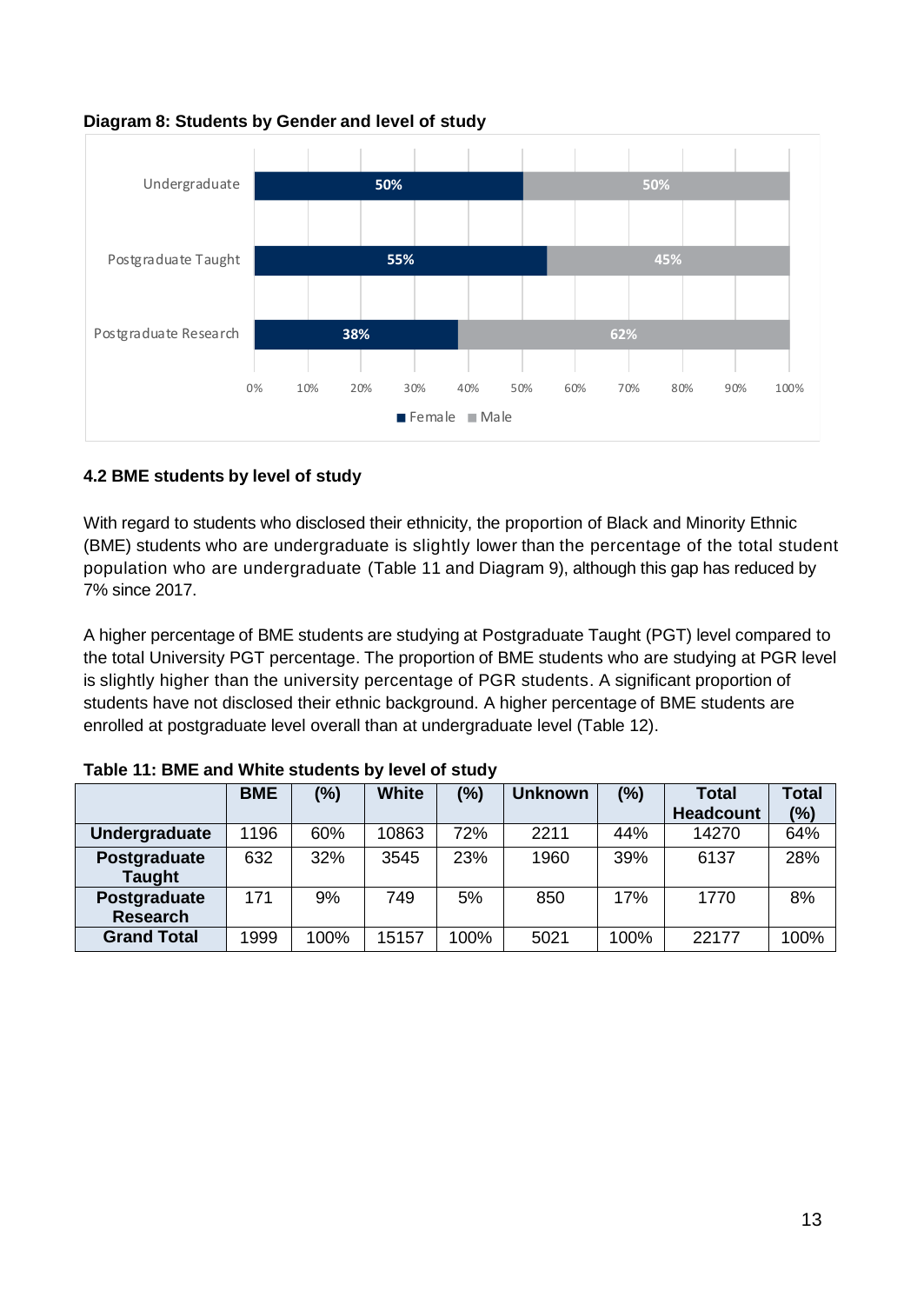**Diagram 8: Students by Gender and level of study**

| | Female | Male |
|---|---|---|
| Undergraduate | 50% | 50% |
| Postgraduate Taught | 55% | 45% |
| Postgraduate Research | 38% | 62% |

### 4.2 BME students by level of study

With regard to students who disclosed their ethnicity, the proportion of Black and Minority Ethnic (BME) students who are undergraduate is slightly lower than the percentage of the total student population who are undergraduate (Table 11 and Diagram 9), although this gap has reduced by 7% since 2017.

A higher percentage of BME students are studying at Postgraduate Taught (PGT) level compared to the total University PGT percentage. The proportion of BME students who are studying at PGR level is slightly higher than the university percentage of PGR students. A significant proportion of students have not disclosed their ethnic background. A higher percentage of BME students are enrolled at postgraduate level overall than at undergraduate level (Table 12).

**Table 11: BME and White students by level of study**

| | BME | (%) | White | (%) | Unknown | (%) | Total Headcount | Total (%) |
|---|---|---|---|---|---|---|---|---|
| **Undergraduate** | 1196 | 60% | 10863 | 72% | 2211 | 44% | 14270 | 64% |
| **Postgraduate Taught** | 632 | 32% | 3545 | 23% | 1960 | 39% | 6137 | 28% |
| **Postgraduate Research** | 171 | 9% | 749 | 5% | 850 | 17% | 1770 | 8% |
| **Grand Total** | 1999 | 100% | 15157 | 100% | 5021 | 100% | 22177 | 100% |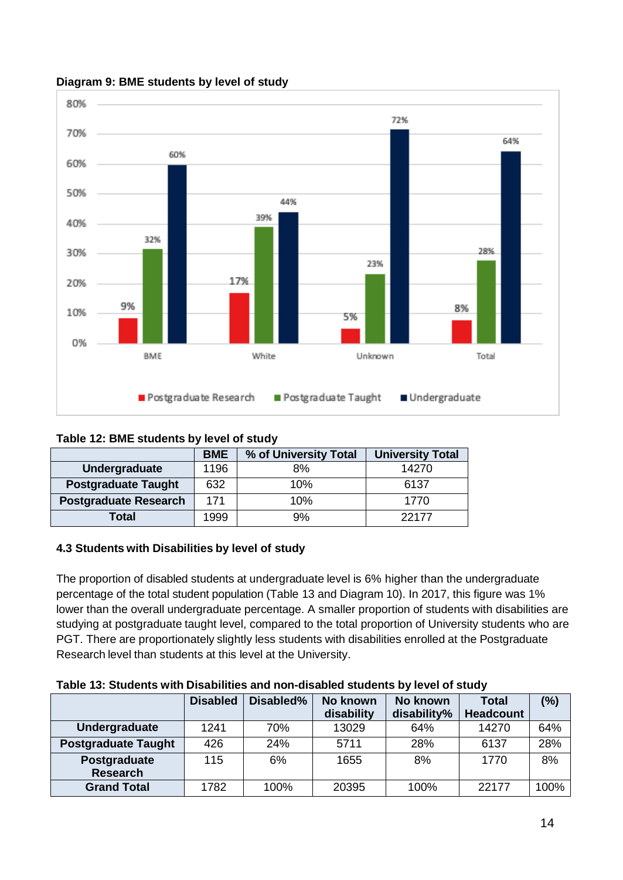**Diagram 9: BME students by level of study**

**Table 12: BME students by level of study**

| | BME | % of University Total | University Total |
|---|---|---|---|
| **Undergraduate** | 1196 | 8% | 14270 |
| **Postgraduate Taught** | 632 | 10% | 6137 |
| **Postgraduate Research** | 171 | 10% | 1770 |
| **Total** | 1999 | 9% | 22177 |

### 4.3 Students with Disabilities by level of study

The proportion of disabled students at undergraduate level is 6% higher than the undergraduate percentage of the total student population (Table 13 and Diagram 10). In 2017, this figure was 1% lower than the overall undergraduate percentage. A smaller proportion of students with disabilities are studying at postgraduate taught level, compared to the total proportion of University students who are PGT. There are proportionately slightly less students with disabilities enrolled at the Postgraduate Research level than students at this level at the University.

**Table 13: Students with Disabilities and non-disabled students by level of study**

| | Disabled | Disabled% | No known disability | No known disability% | Total Headcount | (%) |
|---|---|---|---|---|---|---|
| **Undergraduate** | 1241 | 70% | 13029 | 64% | 14270 | 64% |
| **Postgraduate Taught** | 426 | 24% | 5711 | 28% | 6137 | 28% |
| **Postgraduate Research** | 115 | 6% | 1655 | 8% | 1770 | 8% |
| **Grand Total** | 1782 | 100% | 20395 | 100% | 22177 | 100% |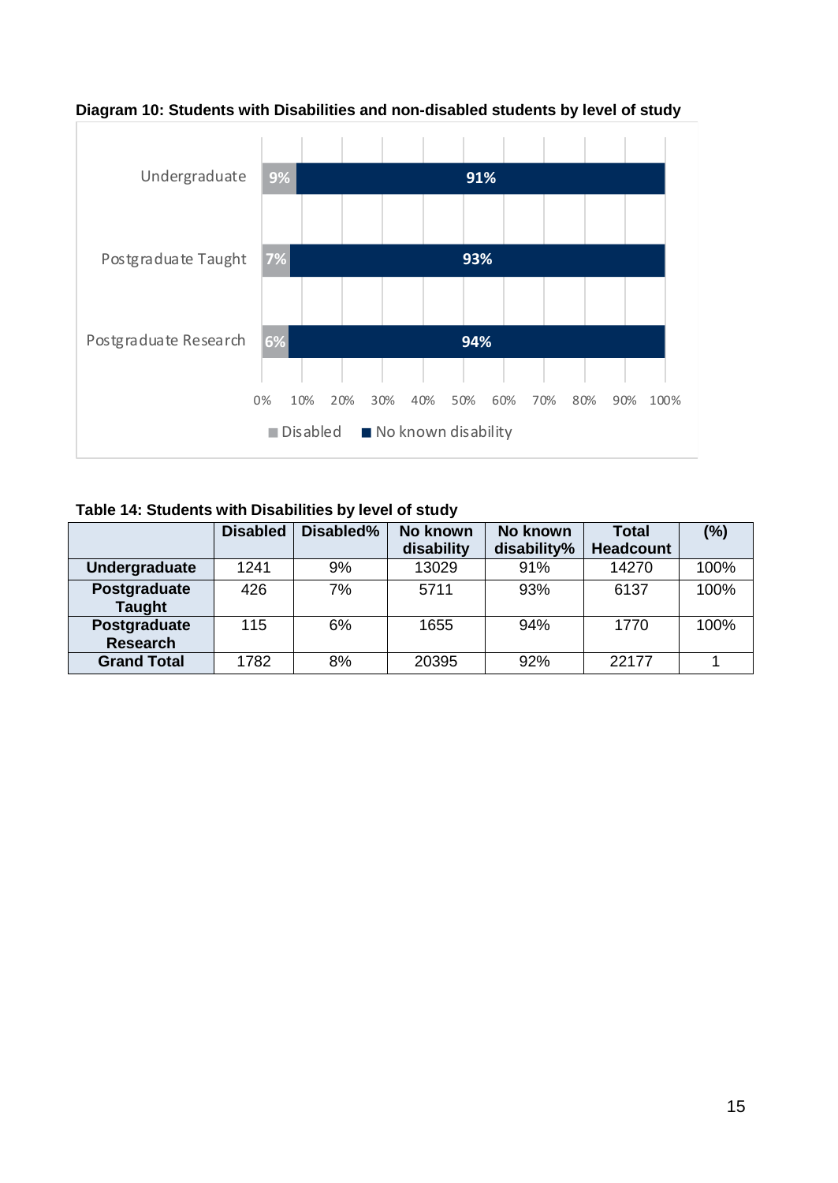**Diagram 10: Students with Disabilities and non-disabled students by level of study**

| | Disabled | No known disability |
|---|---|---|
| Undergraduate | 9% | 91% |
| Postgraduate Taught | 7% | 93% |
| Postgraduate Research | 6% | 94% |

**Table 14: Students with Disabilities by level of study**

| | Disabled | Disabled% | No known disability | No known disability% | Total Headcount | (%) |
|---|---|---|---|---|---|---|
| **Undergraduate** | 1241 | 9% | 13029 | 91% | 14270 | 100% |
| **Postgraduate Taught** | 426 | 7% | 5711 | 93% | 6137 | 100% |
| **Postgraduate Research** | 115 | 6% | 1655 | 94% | 1770 | 100% |
| **Grand Total** | 1782 | 8% | 20395 | 92% | 22177 | 1 |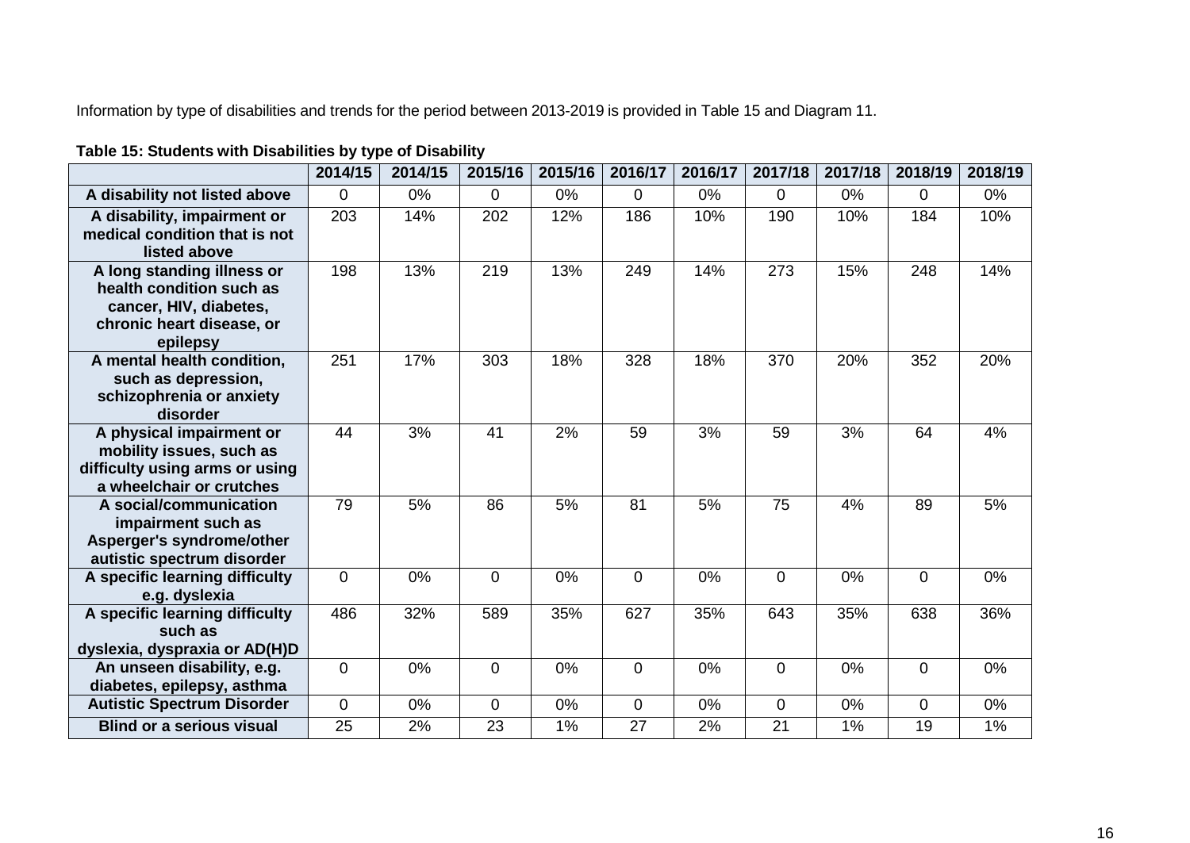Information by type of disabilities and trends for the period between 2013-2019 is provided in Table 15 and Diagram 11.

**Table 15: Students with Disabilities by type of Disability**

| | 2014/15 | 2014/15 | 2015/16 | 2015/16 | 2016/17 | 2016/17 | 2017/18 | 2017/18 | 2018/19 | 2018/19 |
|---|---|---|---|---|---|---|---|---|---|---|
| **A disability not listed above** | 0 | 0% | 0 | 0% | 0 | 0% | 0 | 0% | 0 | 0% |
| **A disability, impairment or medical condition that is not listed above** | 203 | 14% | 202 | 12% | 186 | 10% | 190 | 10% | 184 | 10% |
| **A long standing illness or health condition such as cancer, HIV, diabetes, chronic heart disease, or epilepsy** | 198 | 13% | 219 | 13% | 249 | 14% | 273 | 15% | 248 | 14% |
| **A mental health condition, such as depression, schizophrenia or anxiety disorder** | 251 | 17% | 303 | 18% | 328 | 18% | 370 | 20% | 352 | 20% |
| **A physical impairment or mobility issues, such as difficulty using arms or using a wheelchair or crutches** | 44 | 3% | 41 | 2% | 59 | 3% | 59 | 3% | 64 | 4% |
| **A social/communication impairment such as Asperger's syndrome/other autistic spectrum disorder** | 79 | 5% | 86 | 5% | 81 | 5% | 75 | 4% | 89 | 5% |
| **A specific learning difficulty e.g. dyslexia** | 0 | 0% | 0 | 0% | 0 | 0% | 0 | 0% | 0 | 0% |
| **A specific learning difficulty such as dyslexia, dyspraxia or AD(H)D** | 486 | 32% | 589 | 35% | 627 | 35% | 643 | 35% | 638 | 36% |
| **An unseen disability, e.g. diabetes, epilepsy, asthma** | 0 | 0% | 0 | 0% | 0 | 0% | 0 | 0% | 0 | 0% |
| **Autistic Spectrum Disorder** | 0 | 0% | 0 | 0% | 0 | 0% | 0 | 0% | 0 | 0% |
| **Blind or a serious visual** | 25 | 2% | 23 | 1% | 27 | 2% | 21 | 1% | 19 | 1% |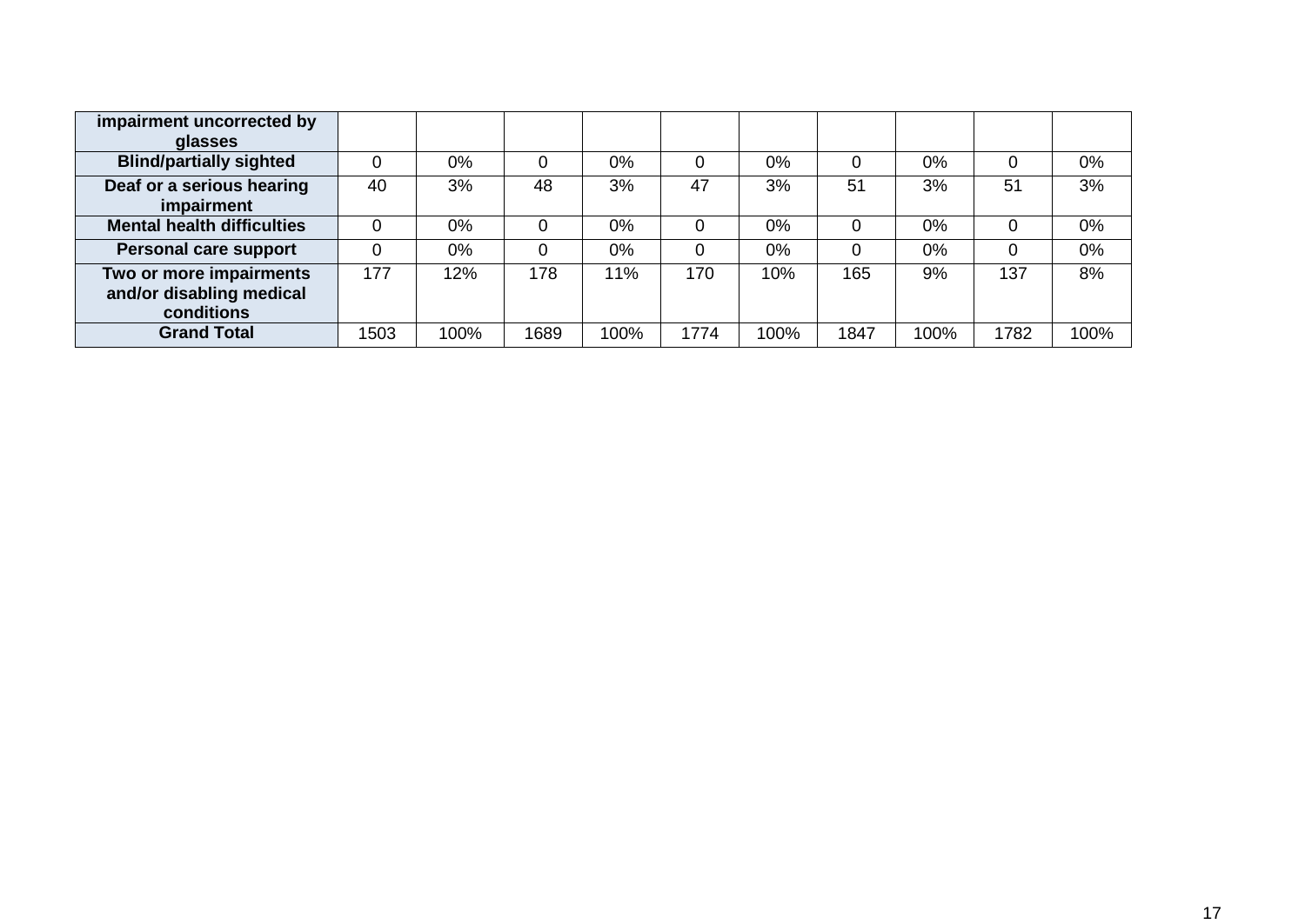| impairment uncorrected by glasses | | | | | | | | | | |
|---|---|---|---|---|---|---|---|---|---|---|
| **Blind/partially sighted** | 0 | 0% | 0 | 0% | 0 | 0% | 0 | 0% | 0 | 0% |
| **Deaf or a serious hearing impairment** | 40 | 3% | 48 | 3% | 47 | 3% | 51 | 3% | 51 | 3% |
| **Mental health difficulties** | 0 | 0% | 0 | 0% | 0 | 0% | 0 | 0% | 0 | 0% |
| **Personal care support** | 0 | 0% | 0 | 0% | 0 | 0% | 0 | 0% | 0 | 0% |
| **Two or more impairments and/or disabling medical conditions** | 177 | 12% | 178 | 11% | 170 | 10% | 165 | 9% | 137 | 8% |
| **Grand Total** | 1503 | 100% | 1689 | 100% | 1774 | 100% | 1847 | 100% | 1782 | 100% |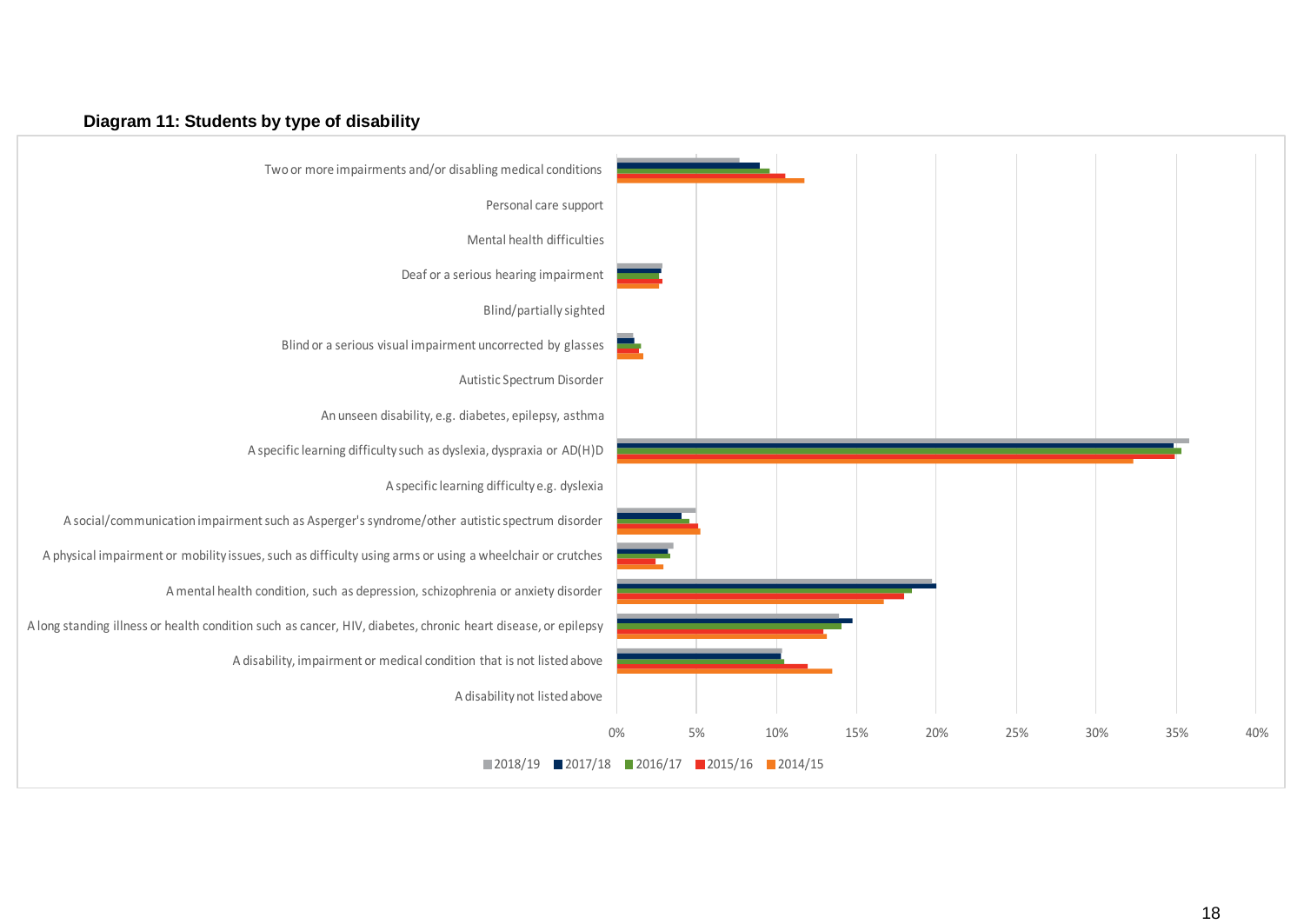**Diagram 11: Students by type of disability**

Two or more impairments and/or disabling medical conditions

Personal care support

Mental health difficulties

Deaf or a serious hearing impairment

Blind/partially sighted

Blind or a serious visual impairment uncorrected by glasses

Autistic Spectrum Disorder

An unseen disability, e.g. diabetes, epilepsy, asthma

A specific learning difficulty such as dyslexia, dyspraxia or AD(H)D

A specific learning difficulty e.g. dyslexia

A social/communication impairment such as Asperger's syndrome/other autistic spectrum disorder

A physical impairment or mobility issues, such as difficulty using arms or using a wheelchair or crutches

A mental health condition, such as depression, schizophrenia or anxiety disorder

A long standing illness or health condition such as cancer, HIV, diabetes, chronic heart disease, or epilepsy

A disability, impairment or medical condition that is not listed above

A disability not listed above

0% 5% 10% 15% 20% 25% 30% 35% 40%

2018/19 2017/18 2016/17 2015/16 2014/15